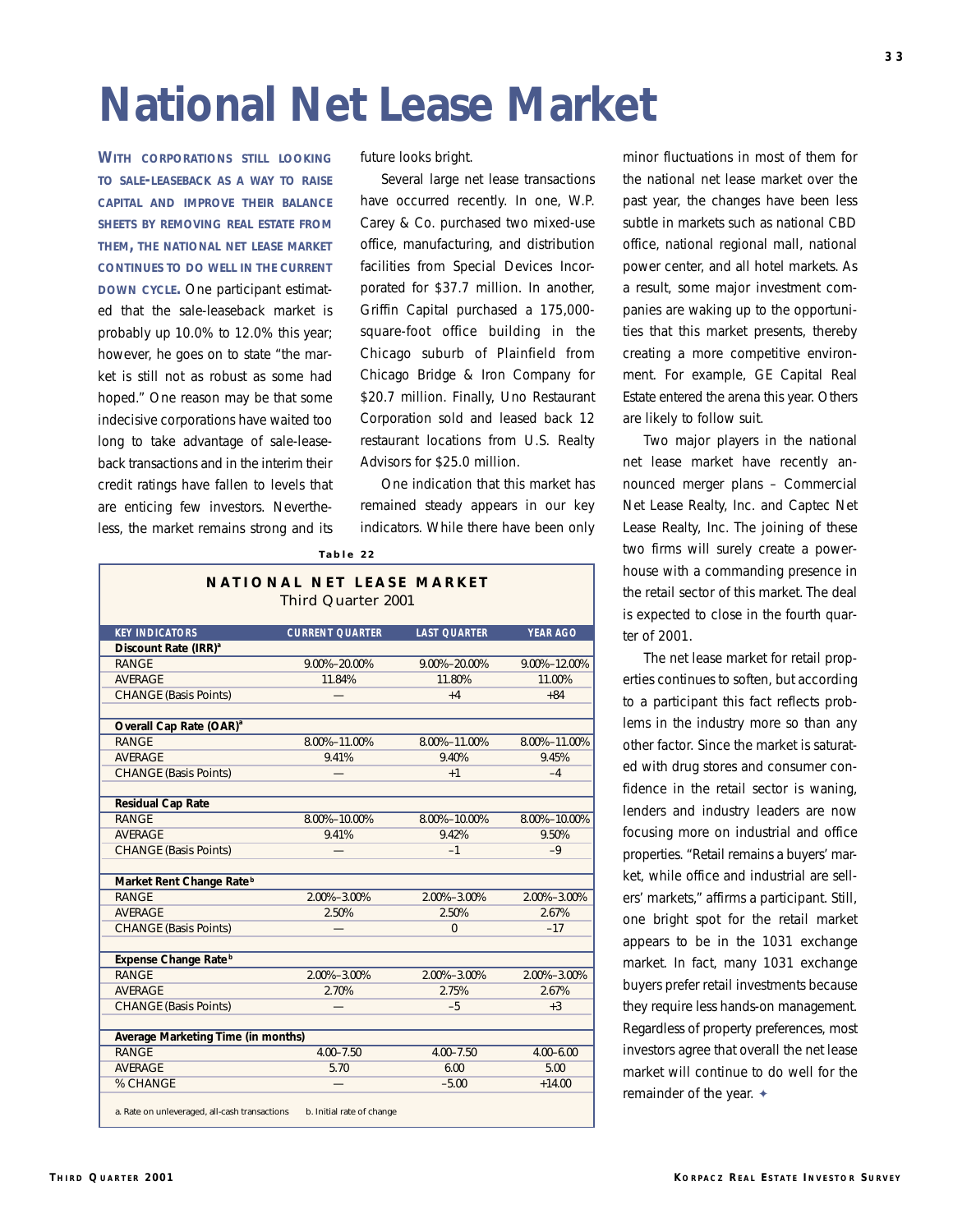# National Net Lease Market

**WITH CORPORATIONS STILL LOOKING TO SALE-LEASEBACK AS A WAY TO RAISE CAPITAL AND IMPROVE THEIR BALANCE SHEETS BY REMOVING REAL ESTATE FROM THEM, THE NATIONAL NET LEASE MARKET CONTINUES TO DO WELL IN THE CURRENT DOWN CYCLE.** One participant estimated that the sale-leaseback market is probably up 10.0% to 12.0% this year; however, he goes on to state "the market is still not as robust as some had hoped." One reason may be that some indecisive corporations have waited too long to take advantage of sale-leaseback transactions and in the interim their credit ratings have fallen to levels that are enticing few investors. Nevertheless, the market remains strong and its future looks bright.

Several large net lease transactions have occurred recently. In one, W.P. Carey & Co. purchased two mixed-use office, manufacturing, and distribution facilities from Special Devices Incorporated for $37.7 million. In another, Griffin Capital purchased a 175,000-square-foot office building in the Chicago suburb of Plainfield from Chicago Bridge & Iron Company for $20.7 million. Finally, Uno Restaurant Corporation sold and leased back 12 restaurant locations from U.S. Realty Advisors for $25.0 million.

One indication that this market has remained steady appears in our key indicators. While there have been only minor fluctuations in most of them for the national net lease market over the past year, the changes have been less subtle in markets such as national CBD office, national regional mall, national power center, and all hotel markets. As a result, some major investment companies are waking up to the opportunities that this market presents, thereby creating a more competitive environment. For example, GE Capital Real Estate entered the arena this year. Others are likely to follow suit.

Two major players in the national net lease market have recently announced merger plans – Commercial Net Lease Realty, Inc. and Captec Net Lease Realty, Inc. The joining of these two firms will surely create a powerhouse with a commanding presence in the retail sector of this market. The deal is expected to close in the fourth quarter of 2001.

The net lease market for retail properties continues to soften, but according to a participant this fact reflects problems in the industry more so than any other factor. Since the market is saturated with drug stores and consumer confidence in the retail sector is waning, lenders and industry leaders are now focusing more on industrial and office properties. "Retail remains a buyers' market, while office and industrial are sellers' markets," affirms a participant. Still, one bright spot for the retail market appears to be in the 1031 exchange market. In fact, many 1031 exchange buyers prefer retail investments because they require less hands-on management. Regardless of property preferences, most investors agree that overall the net lease market will continue to do well for the remainder of the year. ✦

**Table 22**

**NATIONAL NET LEASE MARKET**
Third Quarter 2001

| KEY INDICATORS | CURRENT QUARTER | LAST QUARTER | YEAR AGO |
|---|---|---|---|
| **Discount Rate (IRR)[a]** | | | |
| RANGE | 9.00%–20.00% | 9.00%–20.00% | 9.00%–12.00% |
| AVERAGE | 11.84% | 11.80% | 11.00% |
| CHANGE (Basis Points) | — | +4 | +84 |
| **Overall Cap Rate (OAR)[a]** | | | |
| RANGE | 8.00%–11.00% | 8.00%–11.00% | 8.00%–11.00% |
| AVERAGE | 9.41% | 9.40% | 9.45% |
| CHANGE (Basis Points) | — | +1 | –4 |
| **Residual Cap Rate** | | | |
| RANGE | 8.00%–10.00% | 8.00%–10.00% | 8.00%–10.00% |
| AVERAGE | 9.41% | 9.42% | 9.50% |
| CHANGE (Basis Points) | — | –1 | –9 |
| **Market Rent Change Rate[b]** | | | |
| RANGE | 2.00%–3.00% | 2.00%–3.00% | 2.00%–3.00% |
| AVERAGE | 2.50% | 2.50% | 2.67% |
| CHANGE (Basis Points) | — | 0 | –17 |
| **Expense Change Rate[b]** | | | |
| RANGE | 2.00%–3.00% | 2.00%–3.00% | 2.00%–3.00% |
| AVERAGE | 2.70% | 2.75% | 2.67% |
| CHANGE (Basis Points) | — | –5 | +3 |
| **Average Marketing Time (in months)** | | | |
| RANGE | 4.00–7.50 | 4.00–7.50 | 4.00–6.00 |
| AVERAGE | 5.70 | 6.00 | 5.00 |
| % CHANGE | — | –5.00 | +14.00 |

a. Rate on unleveraged, all-cash transactions b. Initial rate of change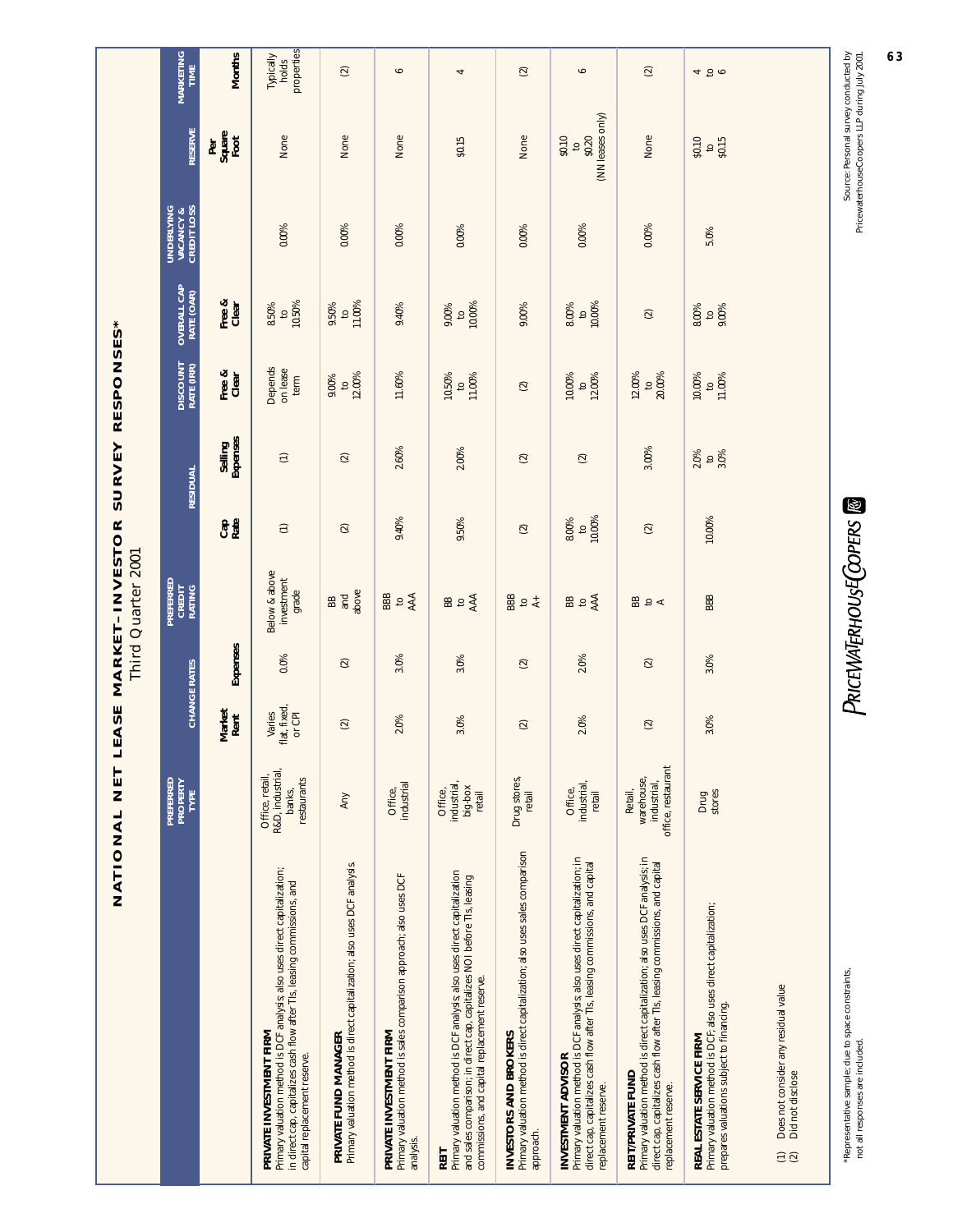# NATIONAL NET LEASE MARKET–INVESTOR SURVEY RESPONSES*

Third Quarter 2001

| | PREFERRED PROPERTY TYPE | CHANGE RATES | | PREFERRED CREDIT RATING | RESIDUAL | | DISCOUNT RATE (IRR) | OVERALL CAP RATE (OAR) | UNDERLYING VACANCY & CREDIT LOSS | RESERVE | MARKETING TIME |
|---|---|---|---|---|---|---|---|---|---|---|---|
| | | Market Rent | Expenses | | Cap Rate | Selling Expenses | Free & Clear | Free & Clear | | Per Square Foot | Months |
| **PRIVATE INVESTMENT FIRM** Primary valuation method is DCF analysis; also uses direct capitalization; in direct cap, capitalizes cash flow after TIs, leasing commissions, and capital replacement reserve. | Office, retail, R&D, industrial, banks, restaurants | Varies flat, fixed, or CPI | 0.0% | Below & above investment grade | (1) | (1) | Depends on lease term | 8.50% to 10.50% | 0.00% | None | Typically holds properties |
| **PRIVATE FUND MANAGER** Primary valuation method is direct capitalization; also uses DCF analysis. | Any | (2) | (2) | BB and above | (2) | (2) | 9.00% to 12.00% | 9.50% to 11.00% | 0.00% | None | (2) |
| **PRIVATE INVESTMENT FIRM** Primary valuation method is sales comparison approach; also uses DCF analysis. | Office, industrial | 2.0% | 3.0% | BBB to AAA | 9.40% | 2.60% | 11.60% | 9.40% | 0.00% | None | 6 |
| **REIT** Primary valuation method is DCF analysis; also uses direct capitalization and sales comparison; in direct cap, capitalizes NOI before TIs, leasing commissions, and capital replacement reserve. | Office, industrial, big-box retail | 3.0% | 3.0% | BB to AAA | 9.50% | 2.00% | 10.50% to 11.00% | 9.00% to 10.00% | 0.00% | $0.15 | 4 |
| **INVESTORS AND BROKERS** Primary valuation method is direct capitalization; also uses sales comparison approach. | Drug stores, retail | (2) | (2) | BBB to A+ | (2) | (2) | (2) | 9.00% | 0.00% | None | (2) |
| **INVESTMENT ADVISOR** Primary valuation method is DCF analysis; also uses direct capitalization; in direct cap, capitalizes cash flow after TIs, leasing commissions, and capital replacement reserve. | Office, industrial, retail | 2.0% | 2.0% | BB to AAA | 8.00% to 10.00% | (2) | 10.00% to 12.00% | 8.00% to 10.00% | 0.00% | $0.10 to $0.20 (NN leases only) | 6 |
| **REIT/PRIVATE FUND** Primary valuation method is direct capitalization; also uses DCF analysis; in direct cap, capitalizes cash flow after TIs, leasing commissions, and capital replacement reserve. | Retail, warehouse, industrial, office, restaurant | (2) | (2) | BB to A | (2) | 3.00% | 12.00% to 20.00% | (2) | 0.00% | None | (2) |
| **REAL ESTATE SERVICE FIRM** Primary valuation method is DCF; also uses direct capitalization; prepares valuations subject to financing. | Drug stores | 3.0% | 3.0% | BBB | 10.00% | 2.0% to 3.0% | 10.00% to 11.00% | 8.00% to 9.00% | 5.0% | $0.10 to $0.15 | 4 to 6 |

(1) Does not consider any residual value
(2) Did not disclose

*Representative sample; due to space constraints, not all responses are included.

Source: Personal survey conducted by PricewaterhouseCoopers LLP during July 2001.